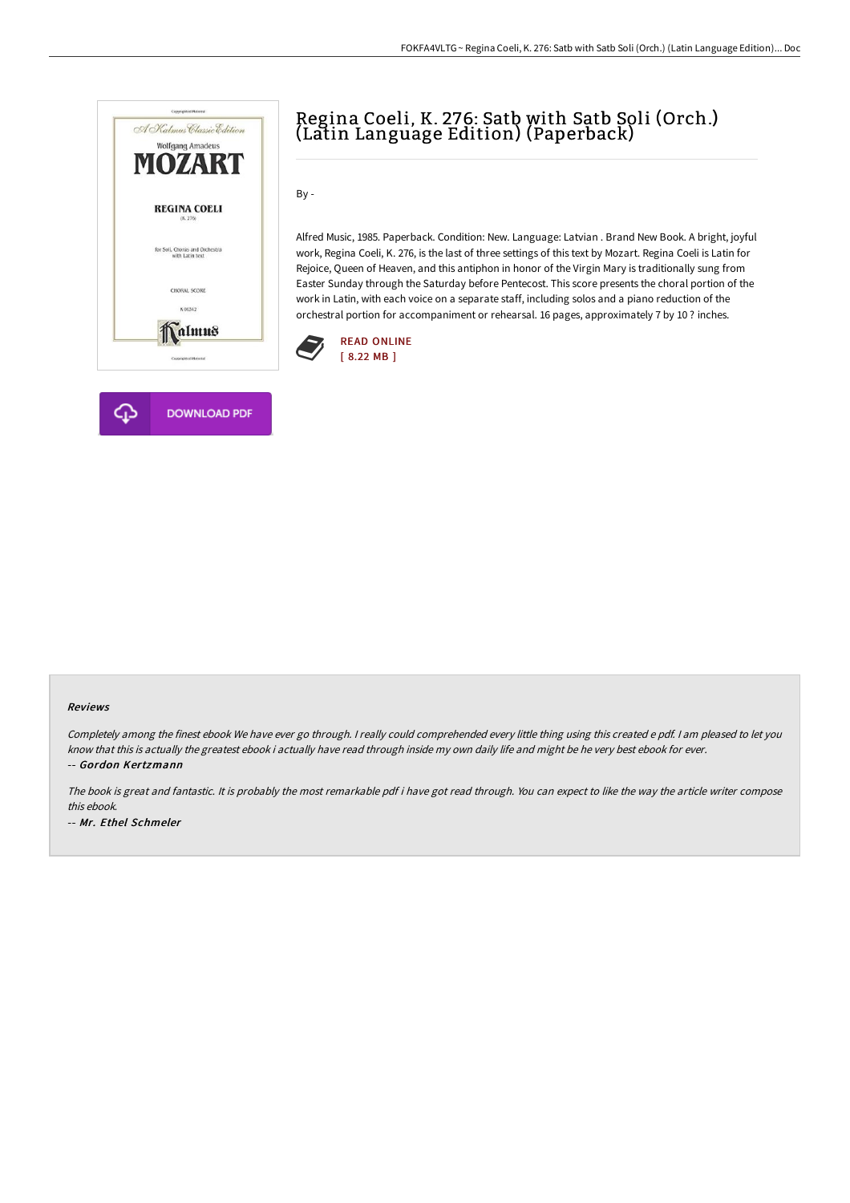# Regina Coeli, K. 276: Satb with Satb Soli (Orch.) (Latin Language Edition) (Paperback)

By -

Alfred Music, 1985. Paperback. Condition: New. Language: Latvian . Brand New Book. A bright, joyful work, Regina Coeli, K. 276, is the last of three settings of this text by Mozart. Regina Coeli is Latin for Rejoice, Queen of Heaven, and this antiphon in honor of the Virgin Mary is traditionally sung from Easter Sunday through the Saturday before Pentecost. This score presents the choral portion of the work in Latin, with each voice on a separate staff, including solos and a piano reduction of the orchestral portion for accompaniment or rehearsal. 16 pages, approximately 7 by 10 ? inches.

READ ONLINE
[ 8.22 MB ]

DOWNLOAD PDF

#### Reviews

*Completely among the finest ebook We have ever go through. I really could comprehended every little thing using this created e pdf. I am pleased to let you know that this is actually the greatest ebook i actually have read through inside my own daily life and might be he very best ebook for ever.*

*-- Gordon Kertzmann*

*The book is great and fantastic. It is probably the most remarkable pdf i have got read through. You can expect to like the way the article writer compose this ebook.*

*-- Mr. Ethel Schmeler*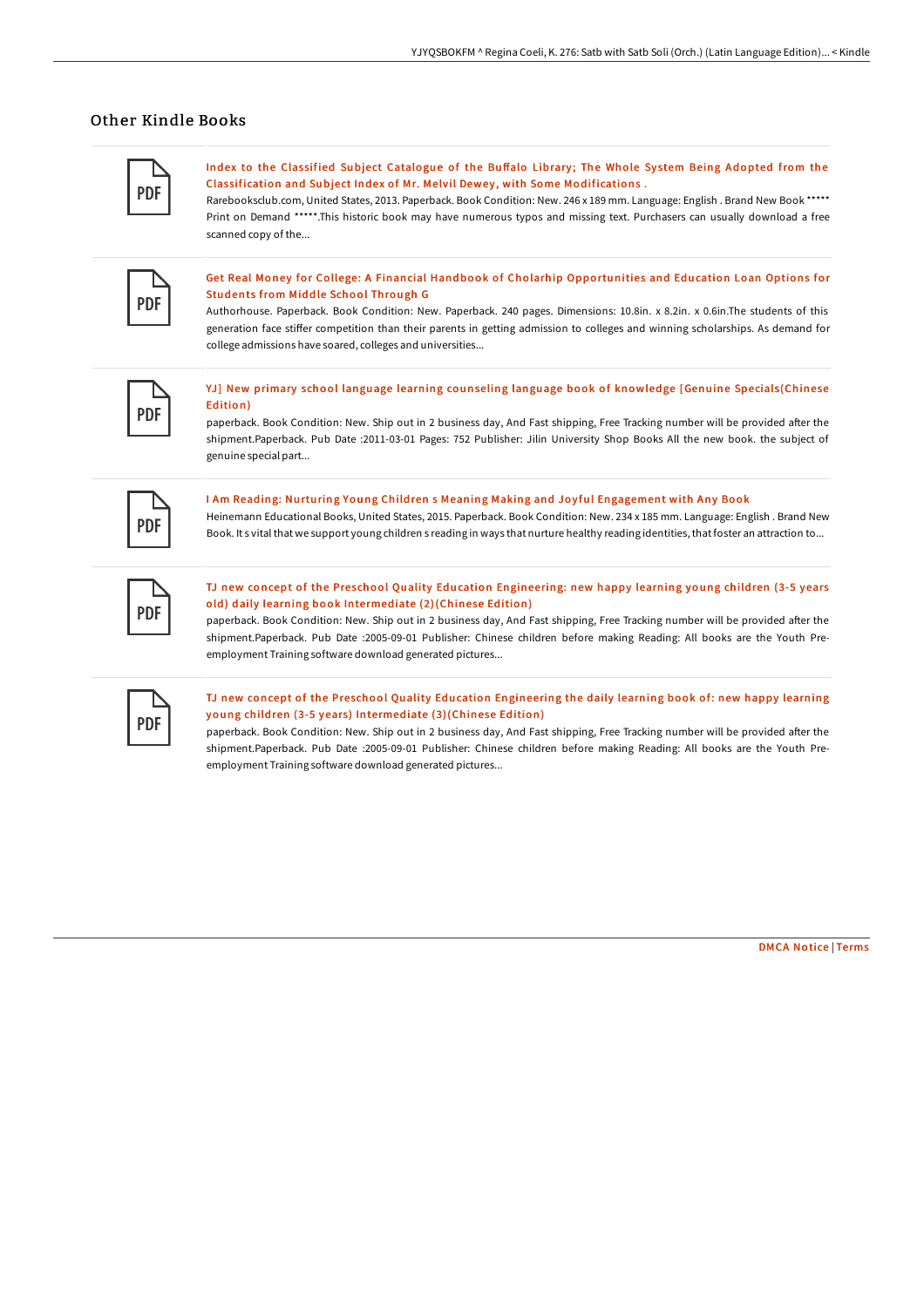## Other Kindle Books

**Index to the Classified Subject Catalogue of the Buffalo Library; The Whole System Being Adopted from the Classification and Subject Index of Mr. Melvil Dewey, with Some Modifications .**

Rarebooksclub.com, United States, 2013. Paperback. Book Condition: New. 246 x 189 mm. Language: English . Brand New Book ***** Print on Demand *****.This historic book may have numerous typos and missing text. Purchasers can usually download a free scanned copy of the...

**Get Real Money for College: A Financial Handbook of Cholarhip Opportunities and Education Loan Options for Students from Middle School Through G**

Authorhouse. Paperback. Book Condition: New. Paperback. 240 pages. Dimensions: 10.8in. x 8.2in. x 0.6in.The students of this generation face stiffer competition than their parents in getting admission to colleges and winning scholarships. As demand for college admissions have soared, colleges and universities...

**YJ] New primary school language learning counseling language book of knowledge [Genuine Specials(Chinese Edition)**

paperback. Book Condition: New. Ship out in 2 business day, And Fast shipping, Free Tracking number will be provided after the shipment.Paperback. Pub Date :2011-03-01 Pages: 752 Publisher: Jilin University Shop Books All the new book. the subject of genuine special part...

**I Am Reading: Nurturing Young Children s Meaning Making and Joyful Engagement with Any Book**

Heinemann Educational Books, United States, 2015. Paperback. Book Condition: New. 234 x 185 mm. Language: English . Brand New Book. It s vital that we support young children s reading in ways that nurture healthy reading identities, that foster an attraction to...

**TJ new concept of the Preschool Quality Education Engineering: new happy learning young children (3-5 years old) daily learning book Intermediate (2)(Chinese Edition)**

paperback. Book Condition: New. Ship out in 2 business day, And Fast shipping, Free Tracking number will be provided after the shipment.Paperback. Pub Date :2005-09-01 Publisher: Chinese children before making Reading: All books are the Youth Pre-employment Training software download generated pictures...

**TJ new concept of the Preschool Quality Education Engineering the daily learning book of: new happy learning young children (3-5 years) Intermediate (3)(Chinese Edition)**

paperback. Book Condition: New. Ship out in 2 business day, And Fast shipping, Free Tracking number will be provided after the shipment.Paperback. Pub Date :2005-09-01 Publisher: Chinese children before making Reading: All books are the Youth Pre-employment Training software download generated pictures...

DMCA Notice | Terms